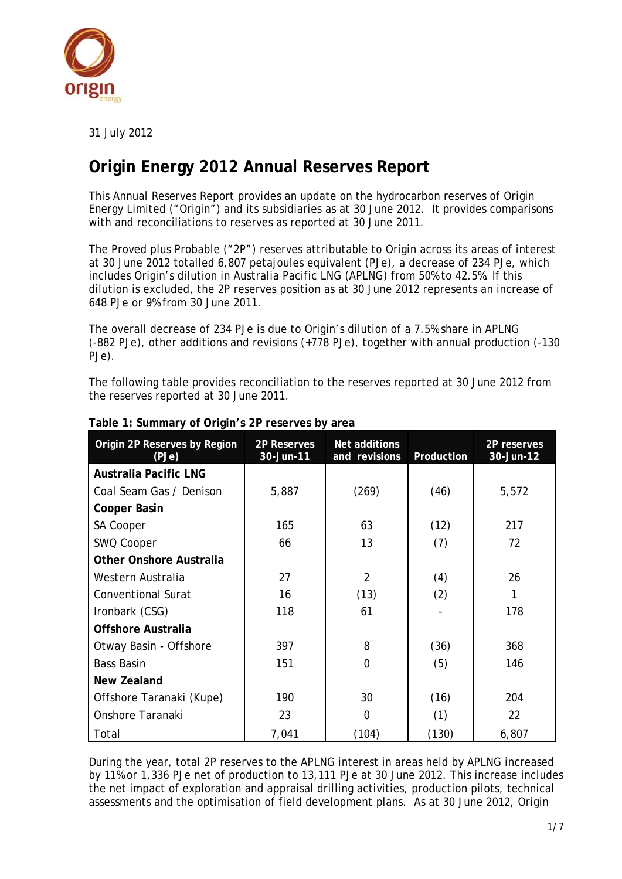31 July 2012

# Origin Energy 2012 Annual Reserves Report

This Annual Reserves Report provides an update on the hydrocarbon reserves of Origin Energy Limited ("Origin") and its subsidiaries as at 30 June 2012. It provides comparisons with and reconciliations to reserves as reported at 30 June 2011.

The Proved plus Probable ("2P") reserves attributable to Origin across its areas of interest at 30 June 2012 totalled 6,807 petajoules equivalent (PJe), a decrease of 234 PJe, which includes Origin's dilution in Australia Pacific LNG (APLNG) from 50% to 42.5%. If this dilution is excluded, the 2P reserves position as at 30 June 2012 represents an increase of 648 PJe or 9% from 30 June 2011.

The overall decrease of 234 PJe is due to Origin's dilution of a 7.5% share in APLNG (-882 PJe), other additions and revisions (+778 PJe), together with annual production (-130 PJe).

The following table provides reconciliation to the reserves reported at 30 June 2012 from the reserves reported at 30 June 2011.

**Table 1: Summary of Origin's 2P reserves by area**

| Origin 2P Reserves by Region (PJe) | 2P Reserves 30-Jun-11 | Net additions and revisions | Production | 2P reserves 30-Jun-12 |
|---|---|---|---|---|
| **Australia Pacific LNG** | | | | |
| Coal Seam Gas / Denison | 5,887 | (269) | (46) | 5,572 |
| **Cooper Basin** | | | | |
| SA Cooper | 165 | 63 | (12) | 217 |
| SWQ Cooper | 66 | 13 | (7) | 72 |
| **Other Onshore Australia** | | | | |
| Western Australia | 27 | 2 | (4) | 26 |
| Conventional Surat | 16 | (13) | (2) | 1 |
| Ironbark (CSG) | 118 | 61 | - | 178 |
| **Offshore Australia** | | | | |
| Otway Basin - Offshore | 397 | 8 | (36) | 368 |
| Bass Basin | 151 | 0 | (5) | 146 |
| **New Zealand** | | | | |
| Offshore Taranaki (Kupe) | 190 | 30 | (16) | 204 |
| Onshore Taranaki | 23 | 0 | (1) | 22 |
| Total | 7,041 | (104) | (130) | 6,807 |

During the year, total 2P reserves to the APLNG interest in areas held by APLNG increased by 11% or 1,336 PJe net of production to 13,111 PJe at 30 June 2012. This increase includes the net impact of exploration and appraisal drilling activities, production pilots, technical assessments and the optimisation of field development plans. As at 30 June 2012, Origin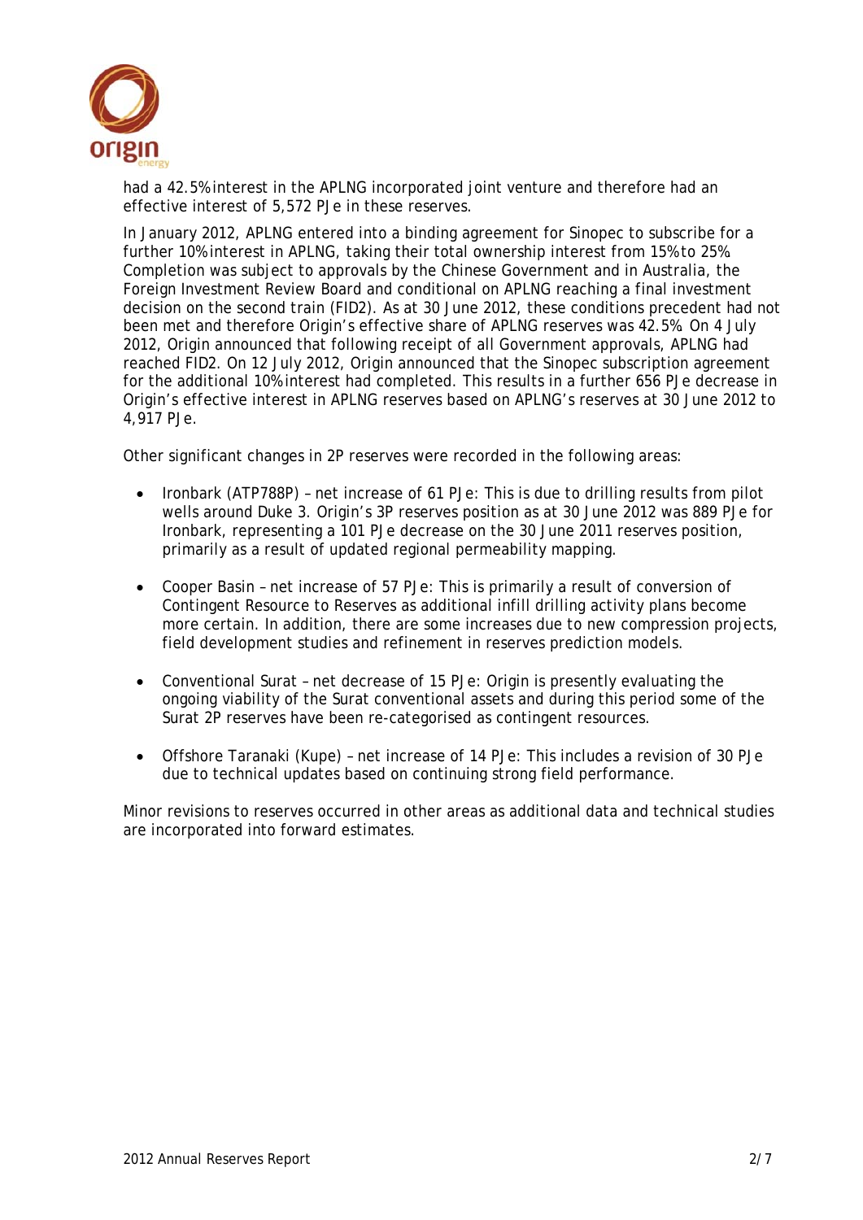had a 42.5% interest in the APLNG incorporated joint venture and therefore had an effective interest of 5,572 PJe in these reserves.

In January 2012, APLNG entered into a binding agreement for Sinopec to subscribe for a further 10% interest in APLNG, taking their total ownership interest from 15% to 25%. Completion was subject to approvals by the Chinese Government and in Australia, the Foreign Investment Review Board and conditional on APLNG reaching a final investment decision on the second train (FID2). As at 30 June 2012, these conditions precedent had not been met and therefore Origin's effective share of APLNG reserves was 42.5%. On 4 July 2012, Origin announced that following receipt of all Government approvals, APLNG had reached FID2. On 12 July 2012, Origin announced that the Sinopec subscription agreement for the additional 10% interest had completed. This results in a further 656 PJe decrease in Origin's effective interest in APLNG reserves based on APLNG's reserves at 30 June 2012 to 4,917 PJe.

Other significant changes in 2P reserves were recorded in the following areas:

- Ironbark (ATP788P) – net increase of 61 PJe: This is due to drilling results from pilot wells around Duke 3. Origin's 3P reserves position as at 30 June 2012 was 889 PJe for Ironbark, representing a 101 PJe decrease on the 30 June 2011 reserves position, primarily as a result of updated regional permeability mapping.
- Cooper Basin – net increase of 57 PJe: This is primarily a result of conversion of Contingent Resource to Reserves as additional infill drilling activity plans become more certain. In addition, there are some increases due to new compression projects, field development studies and refinement in reserves prediction models.
- Conventional Surat – net decrease of 15 PJe: Origin is presently evaluating the ongoing viability of the Surat conventional assets and during this period some of the Surat 2P reserves have been re-categorised as contingent resources.
- Offshore Taranaki (Kupe) – net increase of 14 PJe: This includes a revision of 30 PJe due to technical updates based on continuing strong field performance.

Minor revisions to reserves occurred in other areas as additional data and technical studies are incorporated into forward estimates.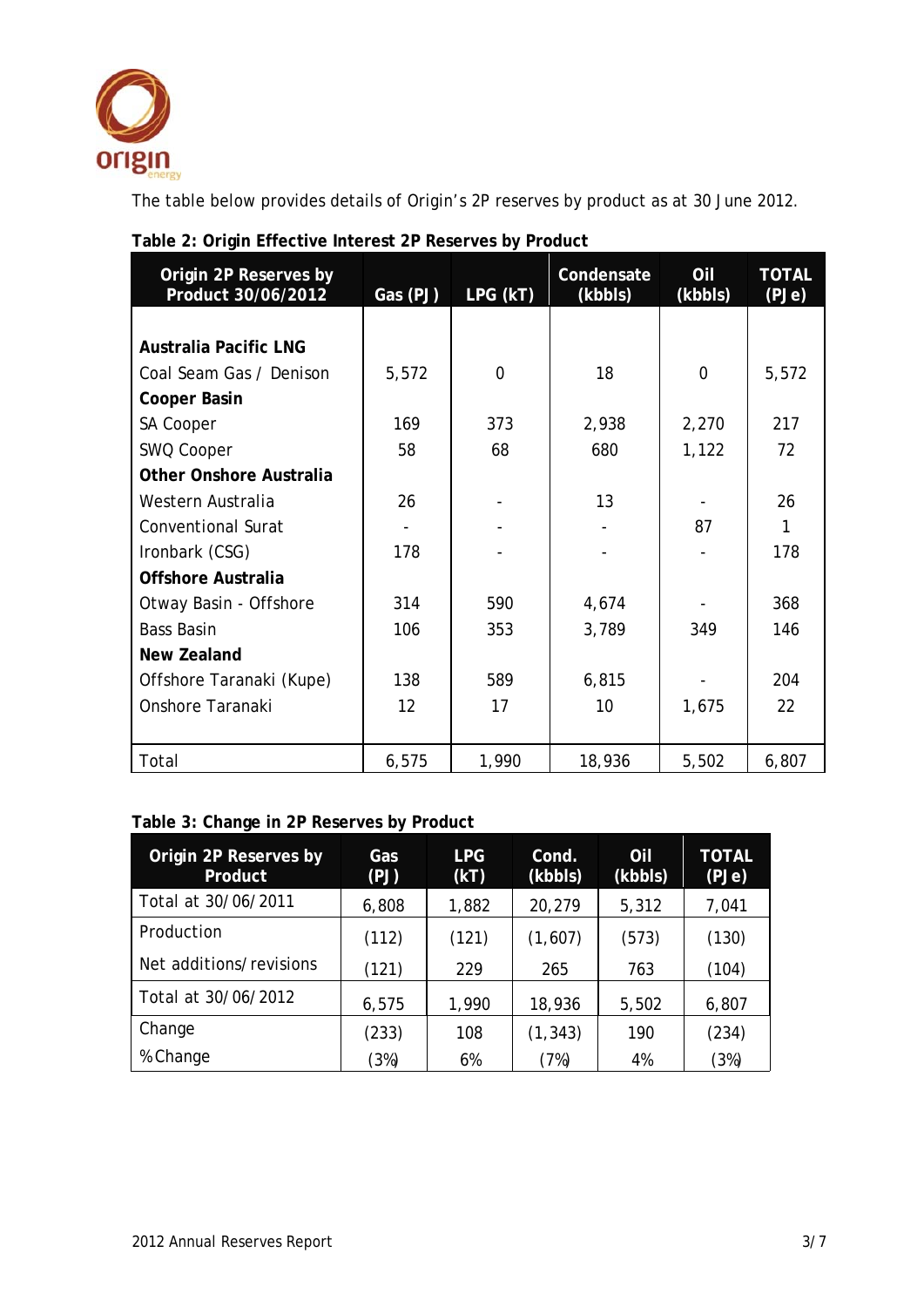The table below provides details of Origin's 2P reserves by product as at 30 June 2012.

**Table 2: Origin Effective Interest 2P Reserves by Product**

| Origin 2P Reserves by Product 30/06/2012 | Gas (PJ) | LPG (kT) | Condensate (kbbls) | Oil (kbbls) | TOTAL (PJe) |
|---|---|---|---|---|---|
| **Australia Pacific LNG** | | | | | |
| Coal Seam Gas / Denison | 5,572 | 0 | 18 | 0 | 5,572 |
| **Cooper Basin** | | | | | |
| SA Cooper | 169 | 373 | 2,938 | 2,270 | 217 |
| SWQ Cooper | 58 | 68 | 680 | 1,122 | 72 |
| **Other Onshore Australia** | | | | | |
| Western Australia | 26 | - | 13 | - | 26 |
| Conventional Surat | - | - | - | 87 | 1 |
| Ironbark (CSG) | 178 | - | - | - | 178 |
| **Offshore Australia** | | | | | |
| Otway Basin - Offshore | 314 | 590 | 4,674 | - | 368 |
| Bass Basin | 106 | 353 | 3,789 | 349 | 146 |
| **New Zealand** | | | | | |
| Offshore Taranaki (Kupe) | 138 | 589 | 6,815 | - | 204 |
| Onshore Taranaki | 12 | 17 | 10 | 1,675 | 22 |
| Total | 6,575 | 1,990 | 18,936 | 5,502 | 6,807 |

**Table 3: Change in 2P Reserves by Product**

| Origin 2P Reserves by Product | Gas (PJ) | LPG (kT) | Cond. (kbbls) | Oil (kbbls) | TOTAL (PJe) |
|---|---|---|---|---|---|
| Total at 30/06/2011 | 6,808 | 1,882 | 20,279 | 5,312 | 7,041 |
| Production | (112) | (121) | (1,607) | (573) | (130) |
| Net additions/revisions | (121) | 229 | 265 | 763 | (104) |
| Total at 30/06/2012 | 6,575 | 1,990 | 18,936 | 5,502 | 6,807 |
| Change | (233) | 108 | (1,343) | 190 | (234) |
| %Change | (3%) | 6% | (7%) | 4% | (3%) |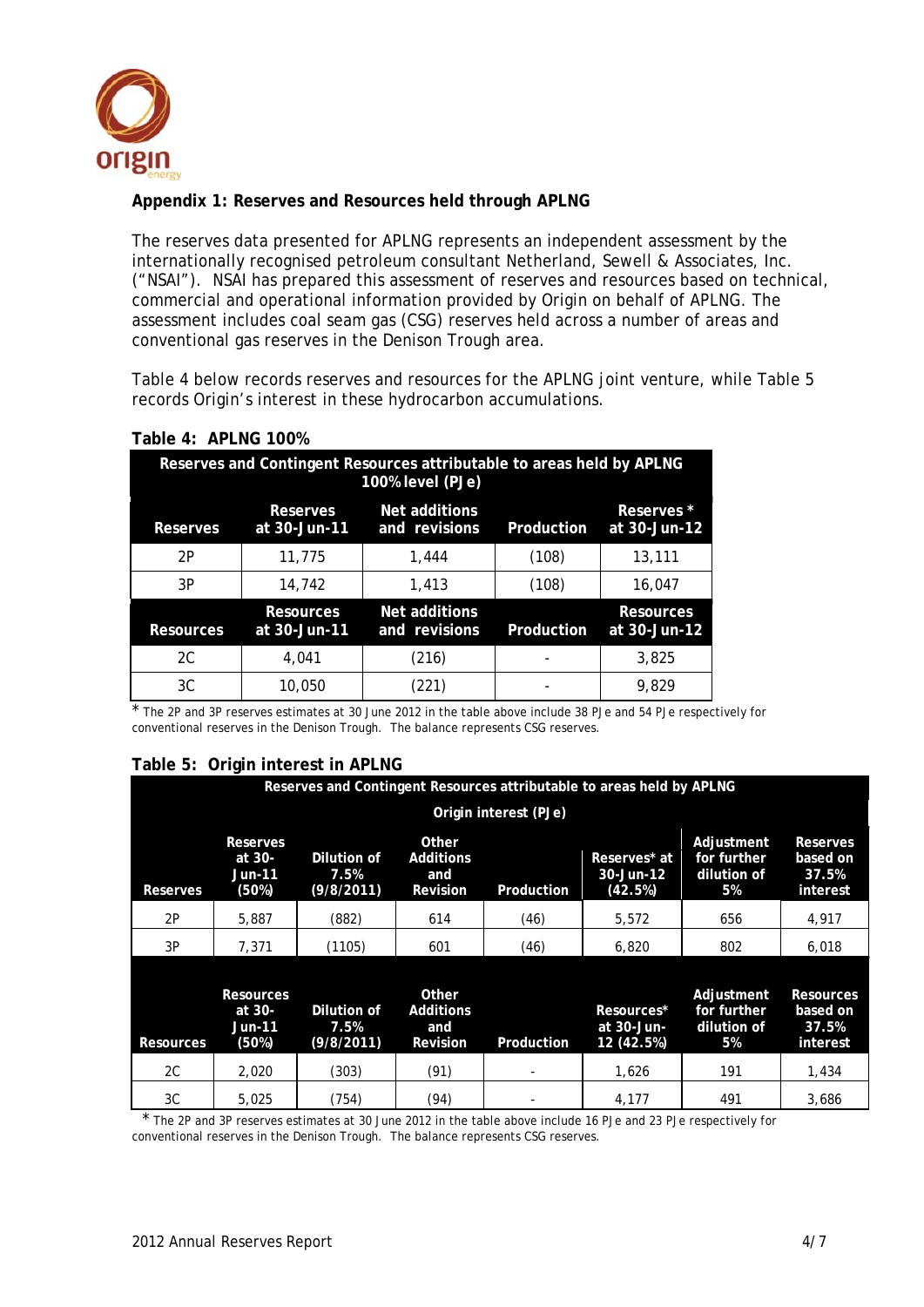## Appendix 1: Reserves and Resources held through APLNG

The reserves data presented for APLNG represents an independent assessment by the internationally recognised petroleum consultant Netherland, Sewell & Associates, Inc. ("NSAI"). NSAI has prepared this assessment of reserves and resources based on technical, commercial and operational information provided by Origin on behalf of APLNG. The assessment includes coal seam gas (CSG) reserves held across a number of areas and conventional gas reserves in the Denison Trough area.

Table 4 below records reserves and resources for the APLNG joint venture, while Table 5 records Origin's interest in these hydrocarbon accumulations.

**Table 4: APLNG 100%**

| Reserves and Contingent Resources attributable to areas held by APLNG 100% level (PJe) | | | | |
|---|---|---|---|---|
| **Reserves** | **Reserves at 30-Jun-11** | **Net additions and revisions** | **Production** | **Reserves * at 30-Jun-12** |
| 2P | 11,775 | 1,444 | (108) | 13,111 |
| 3P | 14,742 | 1,413 | (108) | 16,047 |
| **Resources** | **Resources at 30-Jun-11** | **Net additions and revisions** | **Production** | **Resources at 30-Jun-12** |
| 2C | 4,041 | (216) | - | 3,825 |
| 3C | 10,050 | (221) | - | 9,829 |

* The 2P and 3P reserves estimates at 30 June 2012 in the table above include 38 PJe and 54 PJe respectively for conventional reserves in the Denison Trough. The balance represents CSG reserves.

**Table 5: Origin interest in APLNG**

| Reserves and Contingent Resources attributable to areas held by APLNG Origin interest (PJe) | | | | | | | |
|---|---|---|---|---|---|---|---|
| **Reserves** | **Reserves at 30-Jun-11 (50%)** | **Dilution of 7.5% (9/8/2011)** | **Other Additions and Revision** | **Production** | **Reserves* at 30-Jun-12 (42.5%)** | **Adjustment for further dilution of 5%** | **Reserves based on 37.5% interest** |
| 2P | 5,887 | (882) | 614 | (46) | 5,572 | 656 | 4,917 |
| 3P | 7,371 | (1105) | 601 | (46) | 6,820 | 802 | 6,018 |
| **Resources** | **Resources at 30-Jun-11 (50%)** | **Dilution of 7.5% (9/8/2011)** | **Other Additions and Revision** | **Production** | **Resources* at 30-Jun-12 (42.5%)** | **Adjustment for further dilution of 5%** | **Resources based on 37.5% interest** |
| 2C | 2,020 | (303) | (91) | - | 1,626 | 191 | 1,434 |
| 3C | 5,025 | (754) | (94) | - | 4,177 | 491 | 3,686 |

* The 2P and 3P reserves estimates at 30 June 2012 in the table above include 16 PJe and 23 PJe respectively for conventional reserves in the Denison Trough. The balance represents CSG reserves.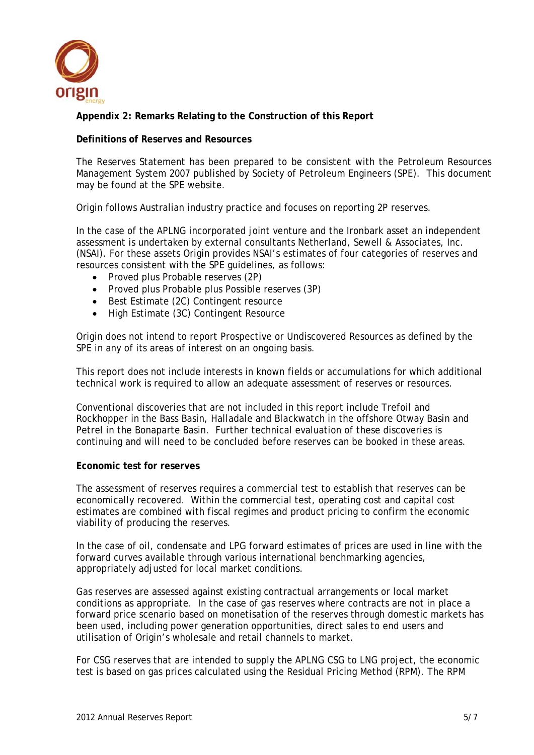**Appendix 2: Remarks Relating to the Construction of this Report**

**Definitions of Reserves and Resources**

The Reserves Statement has been prepared to be consistent with the Petroleum Resources Management System 2007 published by Society of Petroleum Engineers (SPE). This document may be found at the SPE website.

Origin follows Australian industry practice and focuses on reporting 2P reserves.

In the case of the APLNG incorporated joint venture and the Ironbark asset an independent assessment is undertaken by external consultants Netherland, Sewell & Associates, Inc. (NSAI). For these assets Origin provides NSAI's estimates of four categories of reserves and resources consistent with the SPE guidelines, as follows:

- Proved plus Probable reserves (2P)
- Proved plus Probable plus Possible reserves (3P)
- Best Estimate (2C) Contingent resource
- High Estimate (3C) Contingent Resource

Origin does not intend to report Prospective or Undiscovered Resources as defined by the SPE in any of its areas of interest on an ongoing basis.

This report does not include interests in known fields or accumulations for which additional technical work is required to allow an adequate assessment of reserves or resources.

Conventional discoveries that are not included in this report include Trefoil and Rockhopper in the Bass Basin, Halladale and Blackwatch in the offshore Otway Basin and Petrel in the Bonaparte Basin. Further technical evaluation of these discoveries is continuing and will need to be concluded before reserves can be booked in these areas.

**Economic test for reserves**

The assessment of reserves requires a commercial test to establish that reserves can be economically recovered. Within the commercial test, operating cost and capital cost estimates are combined with fiscal regimes and product pricing to confirm the economic viability of producing the reserves.

In the case of oil, condensate and LPG forward estimates of prices are used in line with the forward curves available through various international benchmarking agencies, appropriately adjusted for local market conditions.

Gas reserves are assessed against existing contractual arrangements or local market conditions as appropriate. In the case of gas reserves where contracts are not in place a forward price scenario based on monetisation of the reserves through domestic markets has been used, including power generation opportunities, direct sales to end users and utilisation of Origin's wholesale and retail channels to market.

For CSG reserves that are intended to supply the APLNG CSG to LNG project, the economic test is based on gas prices calculated using the Residual Pricing Method (RPM). The RPM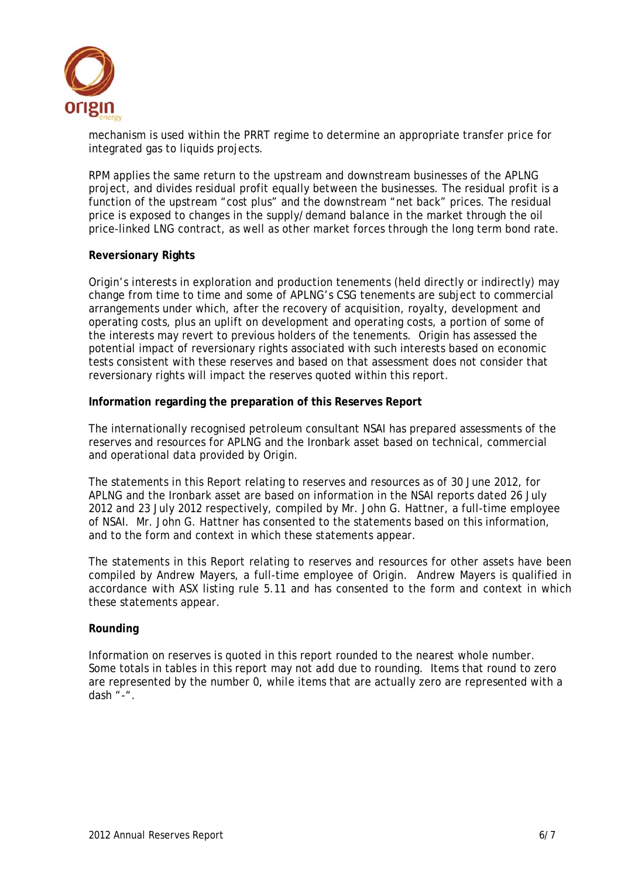mechanism is used within the PRRT regime to determine an appropriate transfer price for integrated gas to liquids projects.

RPM applies the same return to the upstream and downstream businesses of the APLNG project, and divides residual profit equally between the businesses. The residual profit is a function of the upstream "cost plus" and the downstream "net back" prices. The residual price is exposed to changes in the supply/demand balance in the market through the oil price-linked LNG contract, as well as other market forces through the long term bond rate.

**Reversionary Rights**

Origin's interests in exploration and production tenements (held directly or indirectly) may change from time to time and some of APLNG's CSG tenements are subject to commercial arrangements under which, after the recovery of acquisition, royalty, development and operating costs, plus an uplift on development and operating costs, a portion of some of the interests may revert to previous holders of the tenements. Origin has assessed the potential impact of reversionary rights associated with such interests based on economic tests consistent with these reserves and based on that assessment does not consider that reversionary rights will impact the reserves quoted within this report.

**Information regarding the preparation of this Reserves Report**

The internationally recognised petroleum consultant NSAI has prepared assessments of the reserves and resources for APLNG and the Ironbark asset based on technical, commercial and operational data provided by Origin.

The statements in this Report relating to reserves and resources as of 30 June 2012, for APLNG and the Ironbark asset are based on information in the NSAI reports dated 26 July 2012 and 23 July 2012 respectively, compiled by Mr. John G. Hattner, a full-time employee of NSAI. Mr. John G. Hattner has consented to the statements based on this information, and to the form and context in which these statements appear.

The statements in this Report relating to reserves and resources for other assets have been compiled by Andrew Mayers, a full-time employee of Origin. Andrew Mayers is qualified in accordance with ASX listing rule 5.11 and has consented to the form and context in which these statements appear.

**Rounding**

Information on reserves is quoted in this report rounded to the nearest whole number. Some totals in tables in this report may not add due to rounding. Items that round to zero are represented by the number 0, while items that are actually zero are represented with a dash "-".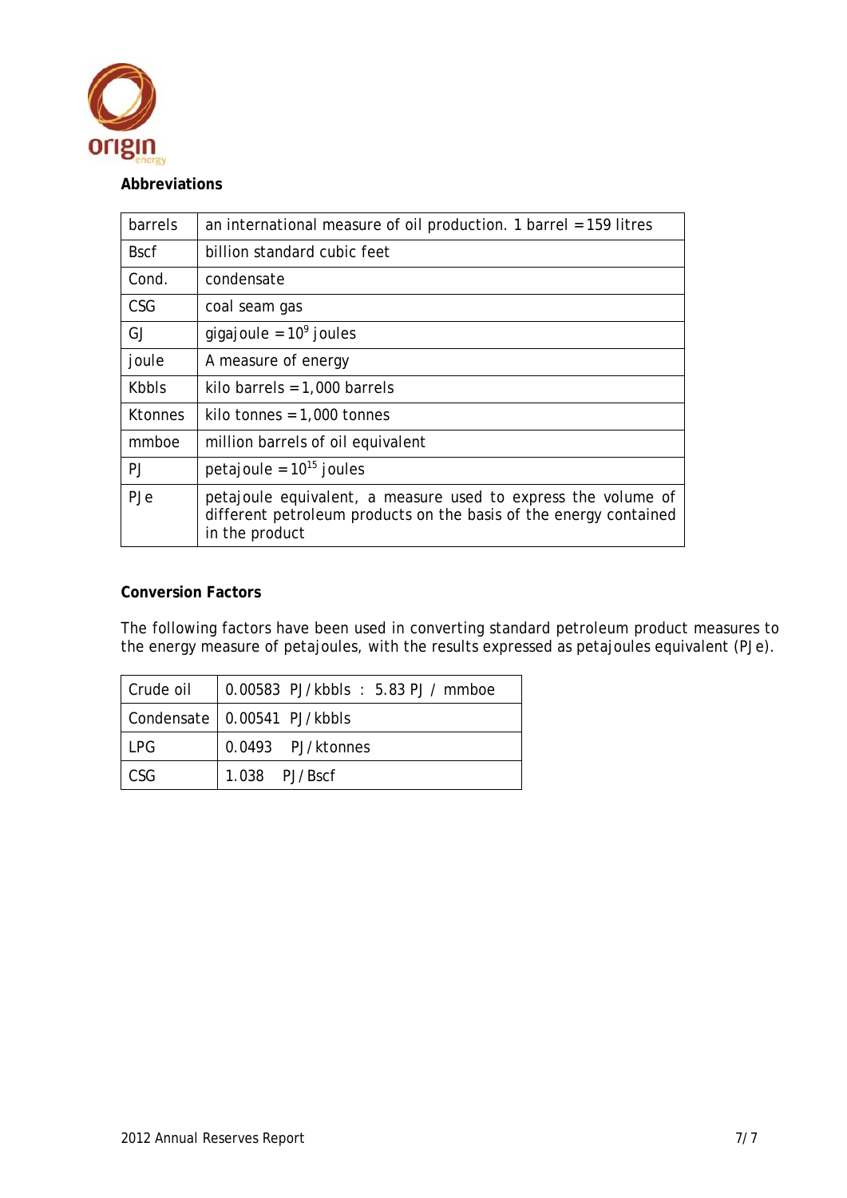## Abbreviations

| | |
|---|---|
| barrels | an international measure of oil production. 1 barrel = 159 litres |
| Bscf | billion standard cubic feet |
| Cond. | condensate |
| CSG | coal seam gas |
| GJ | gigajoule = $10^9$ joules |
| joule | A measure of energy |
| Kbbls | kilo barrels = 1,000 barrels |
| Ktonnes | kilo tonnes = 1,000 tonnes |
| mmboe | million barrels of oil equivalent |
| PJ | petajoule = $10^{15}$ joules |
| PJe | petajoule equivalent, a measure used to express the volume of different petroleum products on the basis of the energy contained in the product |

## Conversion Factors

The following factors have been used in converting standard petroleum product measures to the energy measure of petajoules, with the results expressed as petajoules equivalent (PJe).

| | |
|---|---|
| Crude oil | 0.00583 PJ/kbbls : 5.83 PJ / mmboe |
| Condensate | 0.00541 PJ/kbbls |
| LPG | 0.0493 PJ/ktonnes |
| CSG | 1.038 PJ/Bscf |